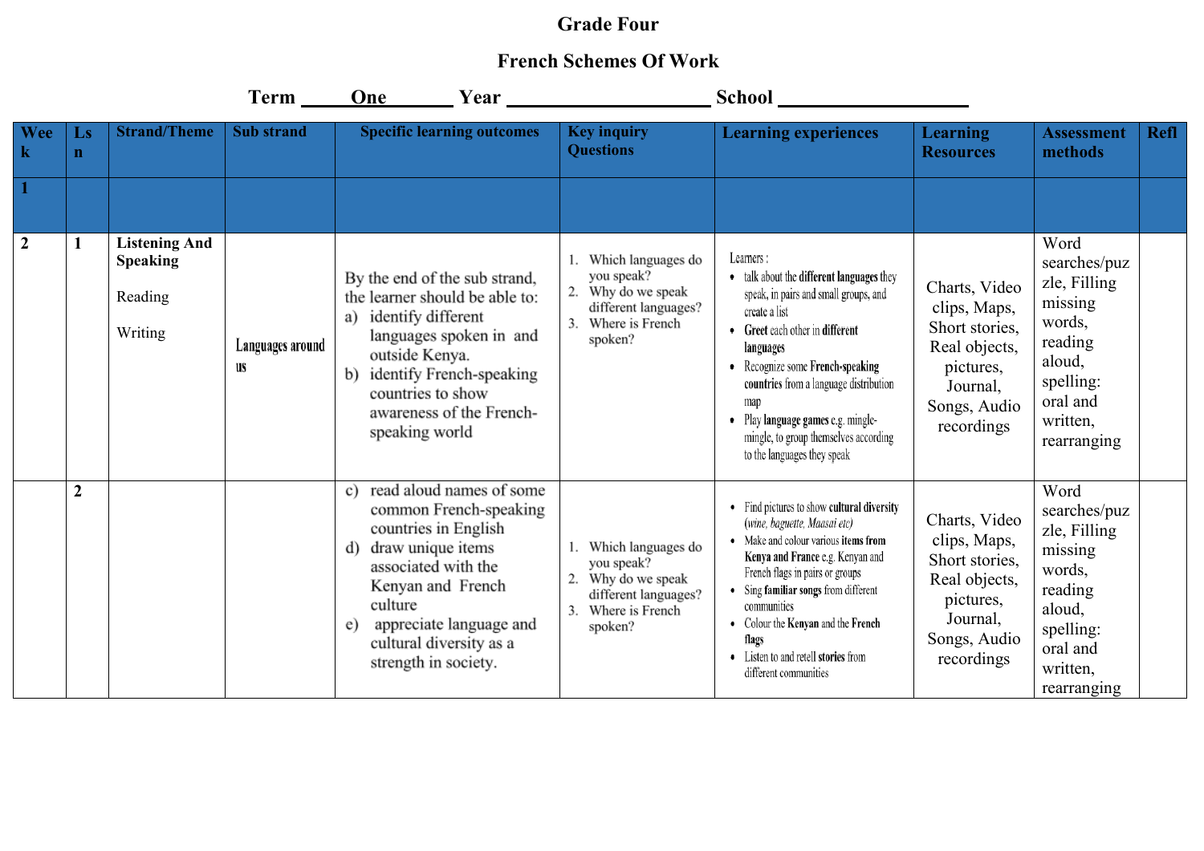# Grade Four

## French Schemes Of Work

**Term \_\_\_\_\_One\_\_\_\_\_\_\_ Year \_\_\_\_\_\_\_\_\_\_\_\_\_\_\_\_\_\_\_\_\_\_\_\_ School \_\_\_\_\_\_\_\_\_\_\_\_\_\_\_\_\_\_\_\_\_\_**

| Week | Lsn | Strand/Theme | Sub strand | Specific learning outcomes | Key inquiry Questions | Learning experiences | Learning Resources | Assessment methods | Refl |
|---|---|---|---|---|---|---|---|---|---|
| 1 | | | | | | | | | |
| 2 | 1 | **Listening And Speaking**<br><br>Reading<br><br>Writing | Languages around us | By the end of the sub strand, the learner should be able to:<br>a) identify different languages spoken in and outside Kenya.<br>b) identify French-speaking countries to show awareness of the French-speaking world | 1. Which languages do you speak?<br>2. Why do we speak different languages?<br>3. Where is French spoken? | Learners :<br>• talk about the **different languages** they speak, in pairs and small groups, and create a list<br>• **Greet** each other in **different languages**<br>• Recognize some **French-speaking countries** from a language distribution map<br>• Play **language games** e.g. mingle-mingle, to group themselves according to the languages they speak | Charts, Video clips, Maps, Short stories, Real objects, pictures, Journal, Songs, Audio recordings | Word searches/puzzle, Filling missing words, reading aloud, spelling: oral and written, rearranging | |
| | 2 | | | c) read aloud names of some common French-speaking countries in English<br>d) draw unique items associated with the Kenyan and French culture<br>e) appreciate language and cultural diversity as a strength in society. | 1. Which languages do you speak?<br>2. Why do we speak different languages?<br>3. Where is French spoken? | • Find pictures to show **cultural diversity** (*wine, baguette, Maasai etc*)<br>• Make and colour various **items from Kenya and France** e.g. Kenyan and French flags in pairs or groups<br>• Sing **familiar songs** from different communities<br>• Colour the **Kenyan** and the **French flags**<br>• Listen to and retell **stories** from different communities | Charts, Video clips, Maps, Short stories, Real objects, pictures, Journal, Songs, Audio recordings | Word searches/puzzle, Filling missing words, reading aloud, spelling: oral and written, rearranging | |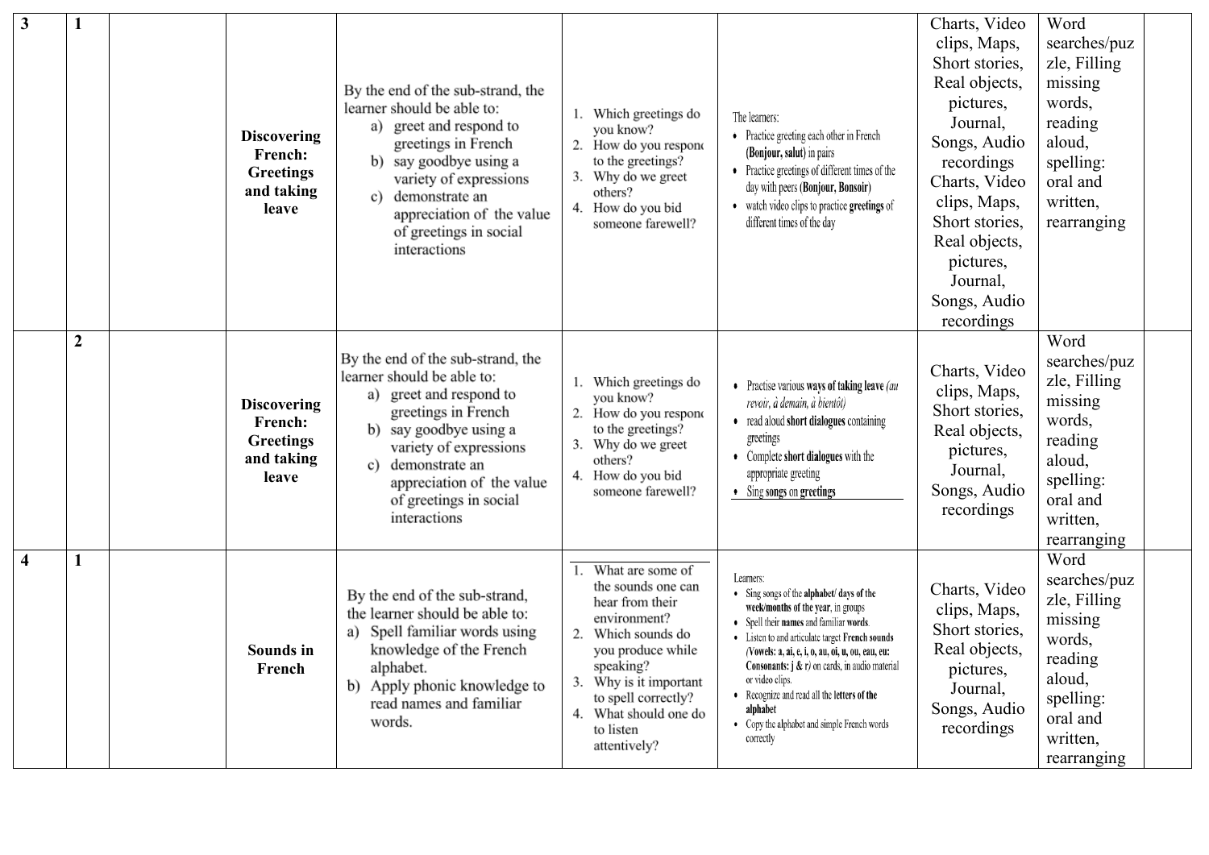| 3 | 1 | | Discovering French: Greetings and taking leave | By the end of the sub-strand, the learner should be able to: a) greet and respond to greetings in French b) say goodbye using a variety of expressions c) demonstrate an appreciation of the value of greetings in social interactions | 1. Which greetings do you know? 2. How do you respond to the greetings? 3. Why do we greet others? 4. How do you bid someone farewell? | The learners: • Practice greeting each other in French **(Bonjour, salut)** in pairs • Practice greetings of different times of the day with peers **(Bonjour, Bonsoir)** • watch video clips to practice **greetings** of different times of the day | Charts, Video clips, Maps, Short stories, Real objects, pictures, Journal, Songs, Audio recordings Charts, Video clips, Maps, Short stories, Real objects, pictures, Journal, Songs, Audio recordings | Word searches/puzzle, Filling missing words, reading aloud, spelling: oral and written, rearranging | |
|---|---|---|---|---|---|---|---|---|---|
| | 2 | | Discovering French: Greetings and taking leave | By the end of the sub-strand, the learner should be able to: a) greet and respond to greetings in French b) say goodbye using a variety of expressions c) demonstrate an appreciation of the value of greetings in social interactions | 1. Which greetings do you know? 2. How do you respond to the greetings? 3. Why do we greet others? 4. How do you bid someone farewell? | • Practise various **ways of taking leave** *(au revoir, à demain, à bientôt)* • read aloud **short dialogues** containing greetings • Complete **short dialogues** with the appropriate greeting • Sing **songs** on **greetings** | Charts, Video clips, Maps, Short stories, Real objects, pictures, Journal, Songs, Audio recordings | Word searches/puzzle, Filling missing words, reading aloud, spelling: oral and written, rearranging | |
| 4 | 1 | | Sounds in French | By the end of the sub-strand, the learner should be able to: a) Spell familiar words using knowledge of the French alphabet. b) Apply phonic knowledge to read names and familiar words. | 1. What are some of the sounds one can hear from their environment? 2. Which sounds do you produce while speaking? 3. Why is it important to spell correctly? 4. What should one do to listen attentively? | Learners: • Sing songs of the **alphabet/ days of the week/months of the year**, in groups • Spell their **names** and familiar **words**. • Listen to and articulate target **French sounds (Vowels: a, ai, e, i, o, au, oi, u, ou, eau, eu: Consonants: j & r)** on cards, in audio material or video clips. • Recognize and read all the **letters of the alphabet** • Copy the alphabet and simple French words correctly | Charts, Video clips, Maps, Short stories, Real objects, pictures, Journal, Songs, Audio recordings | Word searches/puzzle, Filling missing words, reading aloud, spelling: oral and written, rearranging | |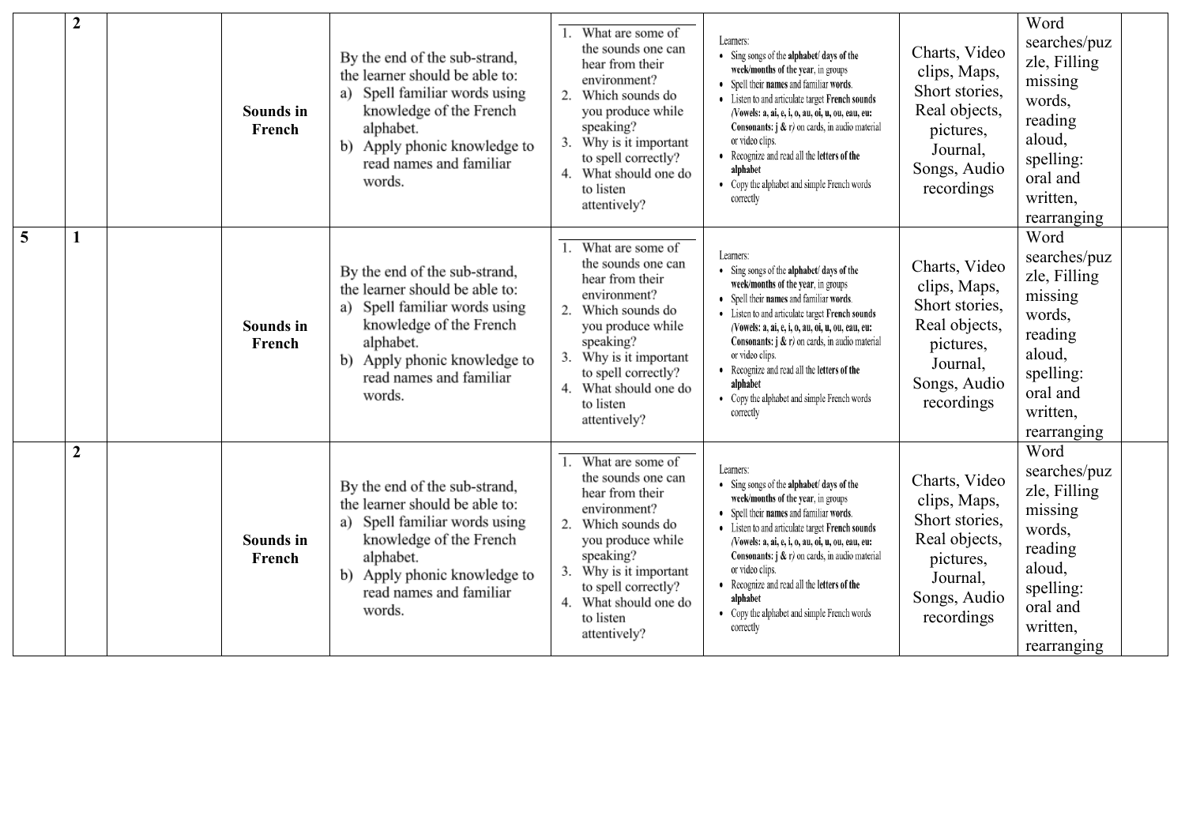|  |  |  |  |  |  |  |  |  |  |
|---|---|---|---|---|---|---|---|---|---|
|  | **2** |  | **Sounds in French** | By the end of the sub-strand, the learner should be able to:<br>a) Spell familiar words using knowledge of the French alphabet.<br>b) Apply phonic knowledge to read names and familiar words. | 1. What are some of the sounds one can hear from their environment?<br>2. Which sounds do you produce while speaking?<br>3. Why is it important to spell correctly?<br>4. What should one do to listen attentively? | Learners:<br>• Sing songs of the **alphabet/ days of the week/months of the year**, in groups<br>• Spell their **names** and familiar **words**.<br>• Listen to and articulate target **French sounds (Vowels: a, ai, e, i, o, au, oi, u, ou, eau, eu: Consonants: j & r)** on cards, in audio material or video clips.<br>• Recognize and read all the **letters of the alphabet**<br>• Copy the alphabet and simple French words correctly | Charts, Video clips, Maps, Short stories, Real objects, pictures, Journal, Songs, Audio recordings | Word searches/puzzle, Filling missing words, reading aloud, spelling: oral and written, rearranging |  |
| **5** | **1** |  | **Sounds in French** | By the end of the sub-strand, the learner should be able to:<br>a) Spell familiar words using knowledge of the French alphabet.<br>b) Apply phonic knowledge to read names and familiar words. | 1. What are some of the sounds one can hear from their environment?<br>2. Which sounds do you produce while speaking?<br>3. Why is it important to spell correctly?<br>4. What should one do to listen attentively? | Learners:<br>• Sing songs of the **alphabet/ days of the week/months of the year**, in groups<br>• Spell their **names** and familiar **words**.<br>• Listen to and articulate target **French sounds (Vowels: a, ai, e, i, o, au, oi, u, ou, eau, eu: Consonants: j & r)** on cards, in audio material or video clips.<br>• Recognize and read all the **letters of the alphabet**<br>• Copy the alphabet and simple French words correctly | Charts, Video clips, Maps, Short stories, Real objects, pictures, Journal, Songs, Audio recordings | Word searches/puzzle, Filling missing words, reading aloud, spelling: oral and written, rearranging |  |
|  | **2** |  | **Sounds in French** | By the end of the sub-strand, the learner should be able to:<br>a) Spell familiar words using knowledge of the French alphabet.<br>b) Apply phonic knowledge to read names and familiar words. | 1. What are some of the sounds one can hear from their environment?<br>2. Which sounds do you produce while speaking?<br>3. Why is it important to spell correctly?<br>4. What should one do to listen attentively? | Learners:<br>• Sing songs of the **alphabet/ days of the week/months of the year**, in groups<br>• Spell their **names** and familiar **words**.<br>• Listen to and articulate target **French sounds (Vowels: a, ai, e, i, o, au, oi, u, ou, eau, eu: Consonants: j & r)** on cards, in audio material or video clips.<br>• Recognize and read all the **letters of the alphabet**<br>• Copy the alphabet and simple French words correctly | Charts, Video clips, Maps, Short stories, Real objects, pictures, Journal, Songs, Audio recordings | Word searches/puzzle, Filling missing words, reading aloud, spelling: oral and written, rearranging |  |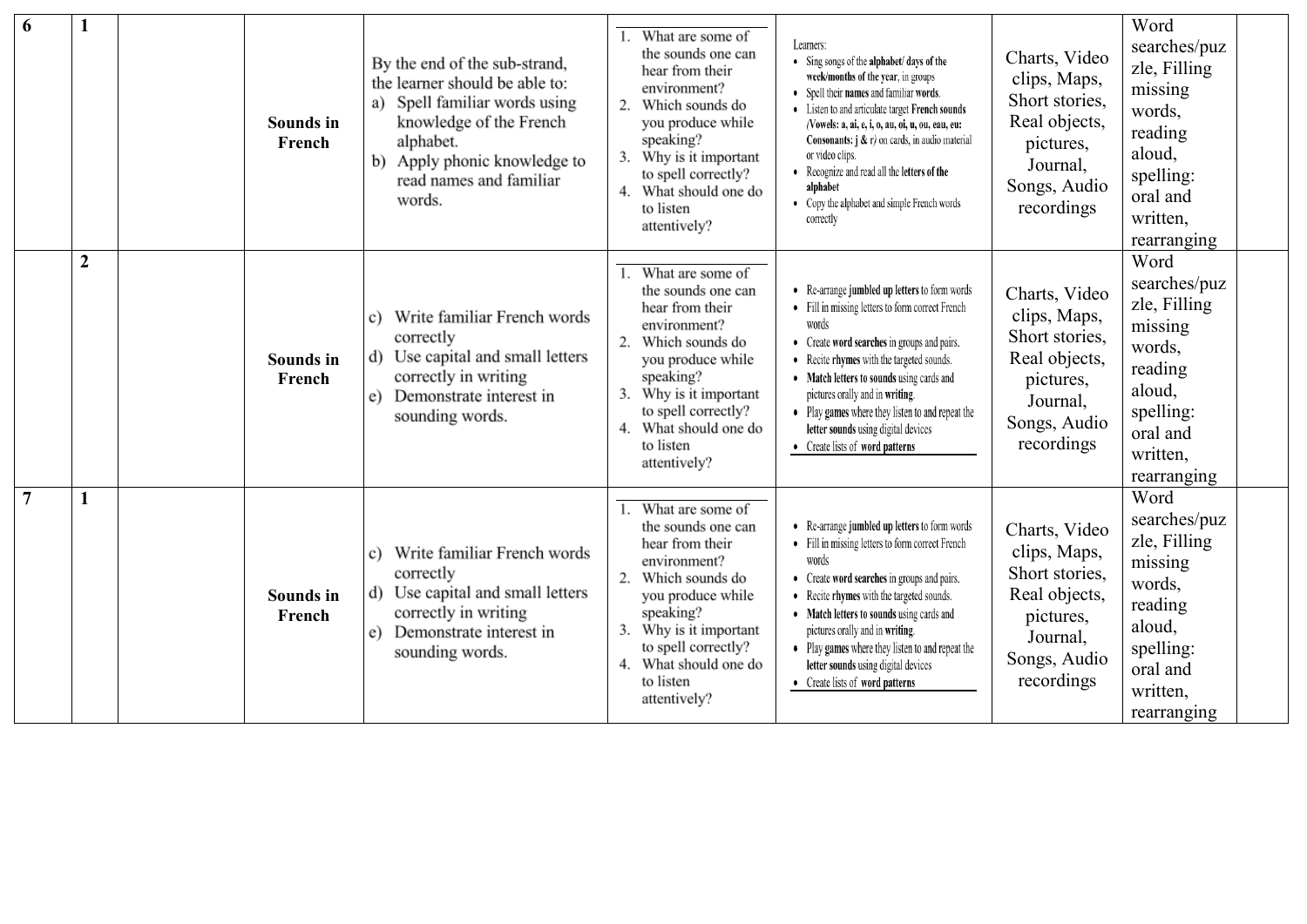| 6 | 1 | | Sounds in French | By the end of the sub-strand, the learner should be able to: a) Spell familiar words using knowledge of the French alphabet. b) Apply phonic knowledge to read names and familiar words. | 1. What are some of the sounds one can hear from their environment? 2. Which sounds do you produce while speaking? 3. Why is it important to spell correctly? 4. What should one do to listen attentively? | Learners: • Sing songs of the **alphabet/ days of the week/months of the year**, in groups • Spell their **names** and familiar **words**. • Listen to and articulate target **French sounds (Vowels: a, ai, e, i, o, au, oi, u, ou, eau, eu: Consonants: j & r)** on cards, in audio material or video clips. • Recognize and read all the **letters of the alphabet** • Copy the alphabet and simple French words correctly | Charts, Video clips, Maps, Short stories, Real objects, pictures, Journal, Songs, Audio recordings | Word searches/puzzle, Filling missing words, reading aloud, spelling: oral and written, rearranging | |
|---|---|---|---|---|---|---|---|---|---|
| | 2 | | Sounds in French | c) Write familiar French words correctly d) Use capital and small letters correctly in writing e) Demonstrate interest in sounding words. | 1. What are some of the sounds one can hear from their environment? 2. Which sounds do you produce while speaking? 3. Why is it important to spell correctly? 4. What should one do to listen attentively? | • Re-arrange **jumbled up letters** to form words • Fill in missing letters to form correct French words • Create **word searches** in groups and pairs. • Recite **rhymes** with the targeted sounds. • **Match letters to sounds** using cards and pictures orally and in **writing**. • Play **games** where they listen to and repeat the **letter sounds** using digital devices • Create lists of **word patterns** | Charts, Video clips, Maps, Short stories, Real objects, pictures, Journal, Songs, Audio recordings | Word searches/puzzle, Filling missing words, reading aloud, spelling: oral and written, rearranging | |
| 7 | 1 | | Sounds in French | c) Write familiar French words correctly d) Use capital and small letters correctly in writing e) Demonstrate interest in sounding words. | 1. What are some of the sounds one can hear from their environment? 2. Which sounds do you produce while speaking? 3. Why is it important to spell correctly? 4. What should one do to listen attentively? | • Re-arrange **jumbled up letters** to form words • Fill in missing letters to form correct French words • Create **word searches** in groups and pairs. • Recite **rhymes** with the targeted sounds. • **Match letters to sounds** using cards and pictures orally and in **writing**. • Play **games** where they listen to and repeat the **letter sounds** using digital devices • Create lists of **word patterns** | Charts, Video clips, Maps, Short stories, Real objects, pictures, Journal, Songs, Audio recordings | Word searches/puzzle, Filling missing words, reading aloud, spelling: oral and written, rearranging | |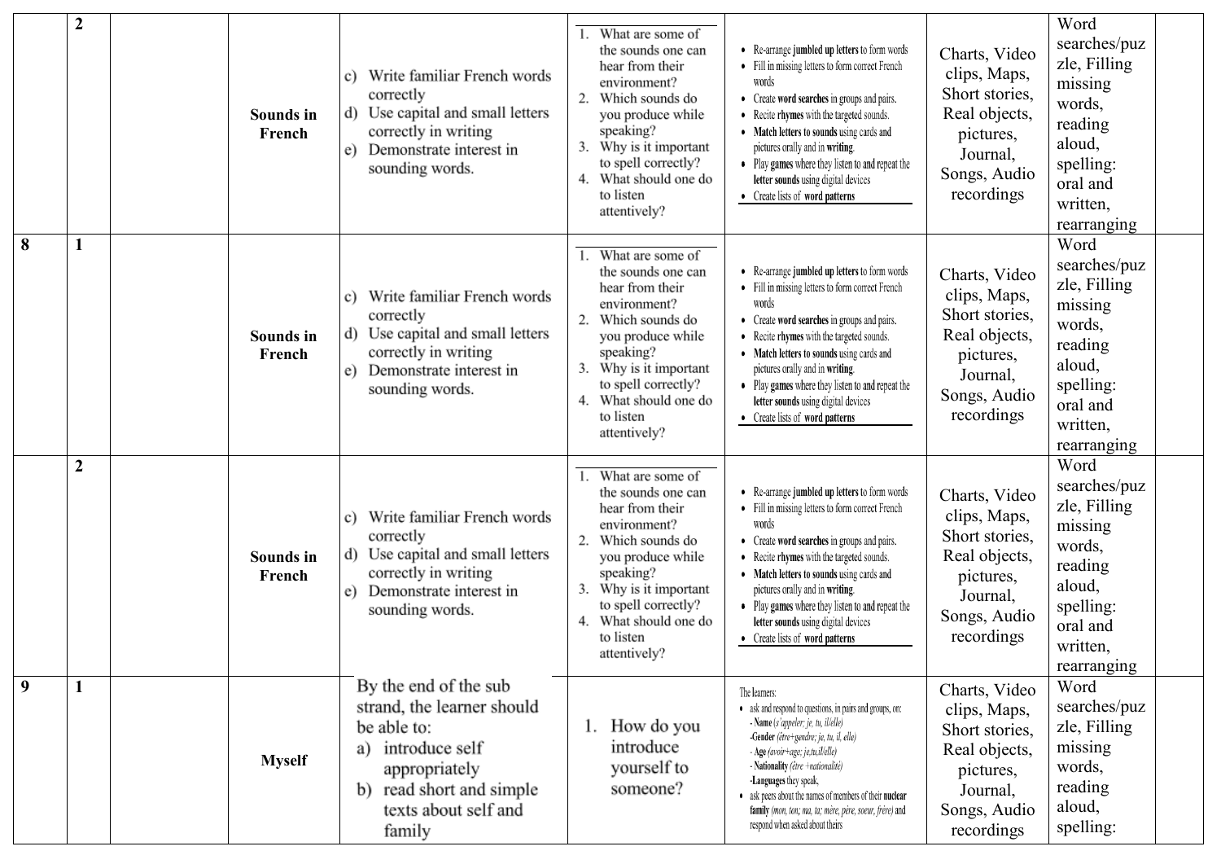| | | | | | | | | | |
|---|---|---|---|---|---|---|---|---|---|
| | 2 | | Sounds in French | c) Write familiar French words correctly<br>d) Use capital and small letters correctly in writing<br>e) Demonstrate interest in sounding words. | 1. What are some of the sounds one can hear from their environment?<br>2. Which sounds do you produce while speaking?<br>3. Why is it important to spell correctly?<br>4. What should one do to listen attentively? | • Re-arrange **jumbled up letters** to form words<br>• Fill in missing letters to form correct French words<br>• Create **word searches** in groups and pairs.<br>• Recite **rhymes** with the targeted sounds.<br>• **Match letters to sounds** using cards and pictures orally and in **writing**.<br>• Play **games** where they listen to and repeat the **letter sounds** using digital devices<br>• Create lists of **word patterns** | Charts, Video clips, Maps, Short stories, Real objects, pictures, Journal, Songs, Audio recordings | Word searches/puzzle, Filling missing words, reading aloud, spelling: oral and written, rearranging | |
| 8 | 1 | | Sounds in French | c) Write familiar French words correctly<br>d) Use capital and small letters correctly in writing<br>e) Demonstrate interest in sounding words. | 1. What are some of the sounds one can hear from their environment?<br>2. Which sounds do you produce while speaking?<br>3. Why is it important to spell correctly?<br>4. What should one do to listen attentively? | • Re-arrange **jumbled up letters** to form words<br>• Fill in missing letters to form correct French words<br>• Create **word searches** in groups and pairs.<br>• Recite **rhymes** with the targeted sounds.<br>• **Match letters to sounds** using cards and pictures orally and in **writing**.<br>• Play **games** where they listen to and repeat the **letter sounds** using digital devices<br>• Create lists of **word patterns** | Charts, Video clips, Maps, Short stories, Real objects, pictures, Journal, Songs, Audio recordings | Word searches/puzzle, Filling missing words, reading aloud, spelling: oral and written, rearranging | |
| | 2 | | Sounds in French | c) Write familiar French words correctly<br>d) Use capital and small letters correctly in writing<br>e) Demonstrate interest in sounding words. | 1. What are some of the sounds one can hear from their environment?<br>2. Which sounds do you produce while speaking?<br>3. Why is it important to spell correctly?<br>4. What should one do to listen attentively? | • Re-arrange **jumbled up letters** to form words<br>• Fill in missing letters to form correct French words<br>• Create **word searches** in groups and pairs.<br>• Recite **rhymes** with the targeted sounds.<br>• **Match letters to sounds** using cards and pictures orally and in **writing**.<br>• Play **games** where they listen to and repeat the **letter sounds** using digital devices<br>• Create lists of **word patterns** | Charts, Video clips, Maps, Short stories, Real objects, pictures, Journal, Songs, Audio recordings | Word searches/puzzle, Filling missing words, reading aloud, spelling: oral and written, rearranging | |
| 9 | 1 | | Myself | By the end of the sub strand, the learner should be able to:<br>a) introduce self appropriately<br>b) read short and simple texts about self and family | 1. How do you introduce yourself to someone? | The learners:<br>• ask and respond to questions, in pairs and groups, on:<br>- **Name** (*s'appeler; je, tu, il/elle*)<br>-**Gender** (*être+gendre; je, tu, il, elle*)<br>- **Age** (*avoir+age; je,tu,il/elle*)<br>- **Nationality** (*être +nationalité*)<br>-**Languages** they speak.<br>• ask peers about the names of members of their **nuclear family** (*mon, ton; ma, ta; mère, père, soeur, frère*) and respond when asked about theirs | Charts, Video clips, Maps, Short stories, Real objects, pictures, Journal, Songs, Audio recordings | Word searches/puzzle, Filling missing words, reading aloud, spelling: | |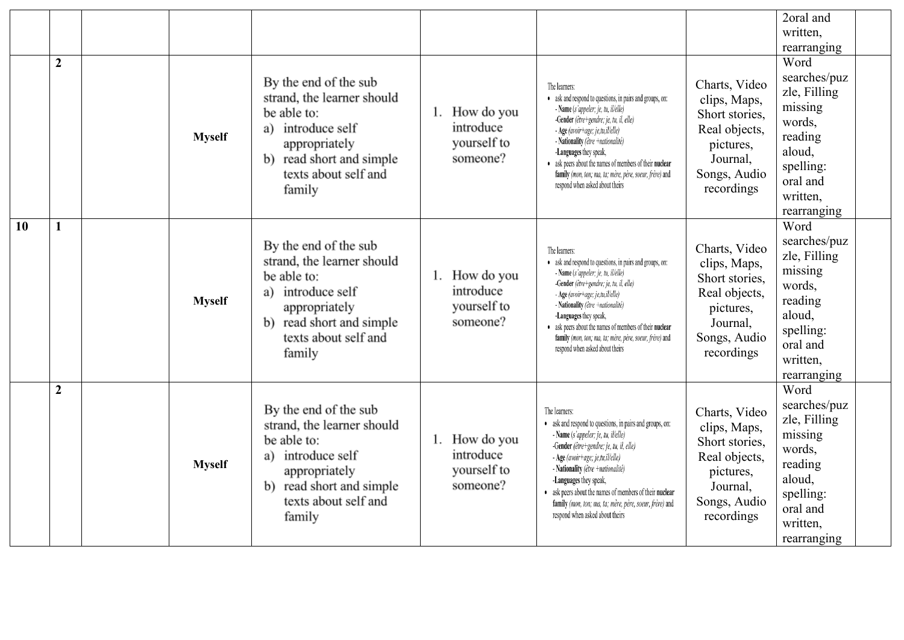| | | | | | | | | | |
|---|---|---|---|---|---|---|---|---|---|
| | | | | | | | | 2oral and written, rearranging | |
| | 2 | | Myself | By the end of the sub strand, the learner should be able to: a) introduce self appropriately b) read short and simple texts about self and family | 1. How do you introduce yourself to someone? | The learners: • ask and respond to questions, in pairs and groups, on: - **Name** (*s'appeler; je, tu, il/elle*) -**Gender** (*être+gendre; je, tu, il, elle*) - **Age** (*avoir+age; je,tu,il/elle*) - **Nationality** (*être +nationalité*) -**Languages** they speak, • ask peers about the names of members of their **nuclear family** (*mon, ton; ma, ta; mère, père, soeur, frère*) and respond when asked about theirs | Charts, Video clips, Maps, Short stories, Real objects, pictures, Journal, Songs, Audio recordings | Word searches/puzzle, Filling missing words, reading aloud, spelling: oral and written, rearranging | |
| 10 | 1 | | Myself | By the end of the sub strand, the learner should be able to: a) introduce self appropriately b) read short and simple texts about self and family | 1. How do you introduce yourself to someone? | The learners: • ask and respond to questions, in pairs and groups, on: - **Name** (*s'appeler; je, tu, il/elle*) -**Gender** (*être+gendre; je, tu, il, elle*) - **Age** (*avoir+age; je,tu,il/elle*) - **Nationality** (*être +nationalité*) -**Languages** they speak, • ask peers about the names of members of their **nuclear family** (*mon, ton; ma, ta; mère, père, soeur, frère*) and respond when asked about theirs | Charts, Video clips, Maps, Short stories, Real objects, pictures, Journal, Songs, Audio recordings | Word searches/puzzle, Filling missing words, reading aloud, spelling: oral and written, rearranging | |
| | 2 | | Myself | By the end of the sub strand, the learner should be able to: a) introduce self appropriately b) read short and simple texts about self and family | 1. How do you introduce yourself to someone? | The learners: • ask and respond to questions, in pairs and groups, on: - **Name** (*s'appeler; je, tu, il/elle*) -**Gender** (*être+gendre; je, tu, il, elle*) - **Age** (*avoir+age; je,tu,il/elle*) - **Nationality** (*être +nationalité*) -**Languages** they speak, • ask peers about the names of members of their **nuclear family** (*mon, ton; ma, ta; mère, père, soeur, frère*) and respond when asked about theirs | Charts, Video clips, Maps, Short stories, Real objects, pictures, Journal, Songs, Audio recordings | Word searches/puzzle, Filling missing words, reading aloud, spelling: oral and written, rearranging | |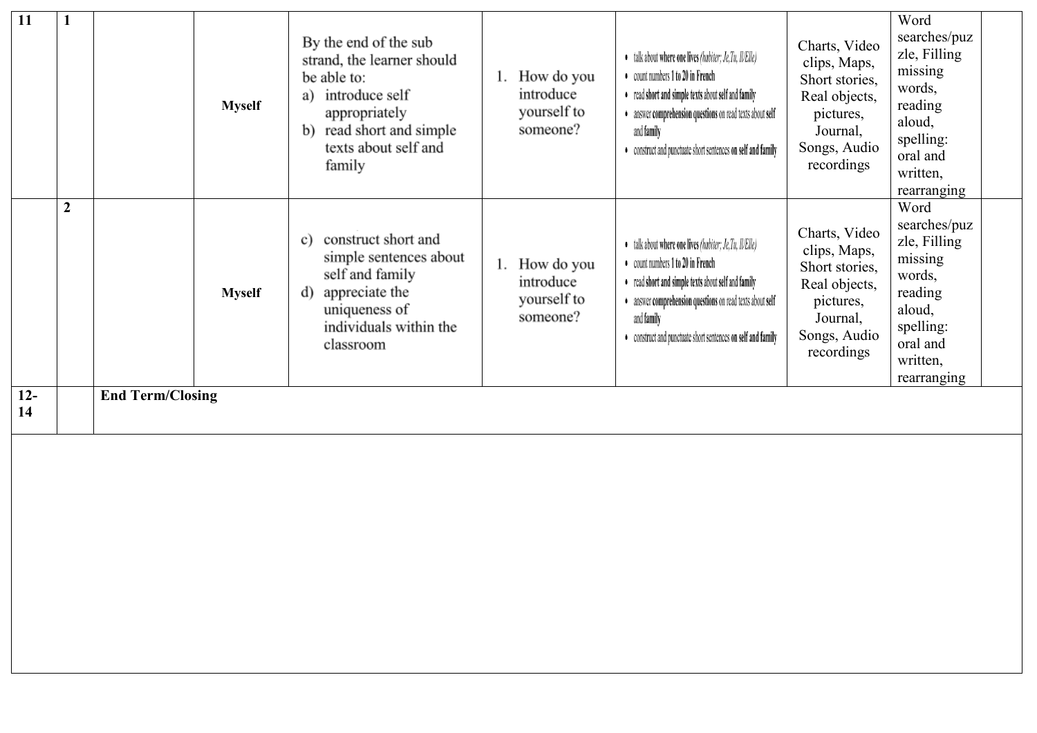| | | | | | | | | | |
|---|---|---|---|---|---|---|---|---|---|
| **11** | **1** | | **Myself** | By the end of the sub strand, the learner should be able to:<br>a) introduce self appropriately<br>b) read short and simple texts about self and family | 1. How do you introduce yourself to someone? | • talk about **where one lives** *(habiter; Je,Tu, Il/Elle)*<br>• count numbers **1 to 20 in French**<br>• read **short and simple texts** about **self** and **family**<br>• answer **comprehension questions** on read texts about **self** and **family**<br>• construct and punctuate short sentences **on self and family** | Charts, Video clips, Maps, Short stories, Real objects, pictures, Journal, Songs, Audio recordings | Word searches/puzzle, Filling missing words, reading aloud, spelling: oral and written, rearranging | |
| | **2** | | **Myself** | c) construct short and simple sentences about self and family<br>d) appreciate the uniqueness of individuals within the classroom | 1. How do you introduce yourself to someone? | • talk about **where one lives** *(habiter; Je,Tu, Il/Elle)*<br>• count numbers **1 to 20 in French**<br>• read **short and simple texts** about **self** and **family**<br>• answer **comprehension questions** on read texts about **self** and **family**<br>• construct and punctuate short sentences **on self and family** | Charts, Video clips, Maps, Short stories, Real objects, pictures, Journal, Songs, Audio recordings | Word searches/puzzle, Filling missing words, reading aloud, spelling: oral and written, rearranging | |
| **12-14** | | **End Term/Closing** | | | | | | | |